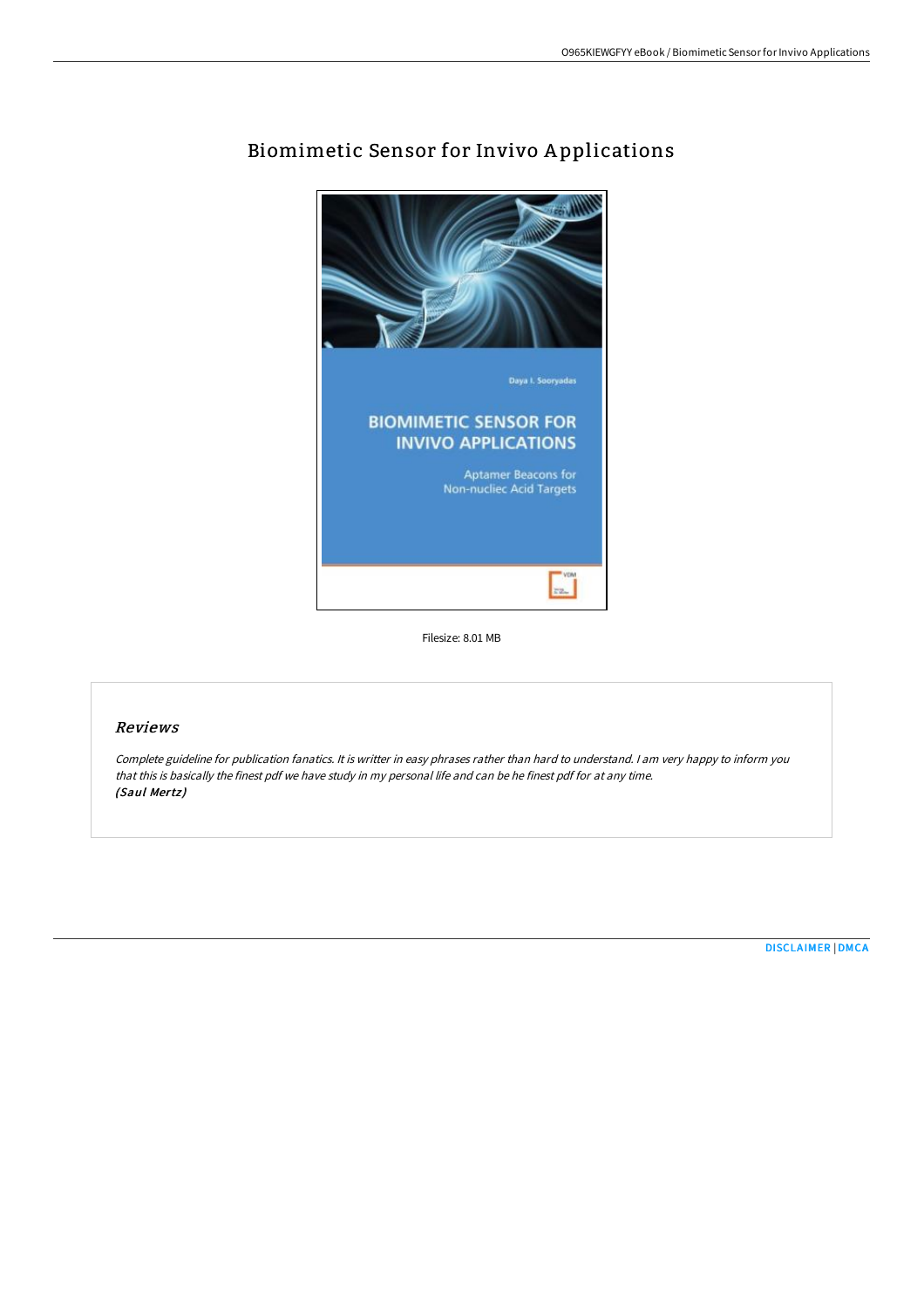# Biomimetic Sensor for Invivo Applications

Filesize: 8.01 MB

## *Reviews*

*Complete guideline for publication fanatics. It is writter in easy phrases rather than hard to understand. I am very happy to inform you that this is basically the finest pdf we have study in my personal life and can be he finest pdf for at any time.*
***(Saul Mertz)***

DISCLAIMER | DMCA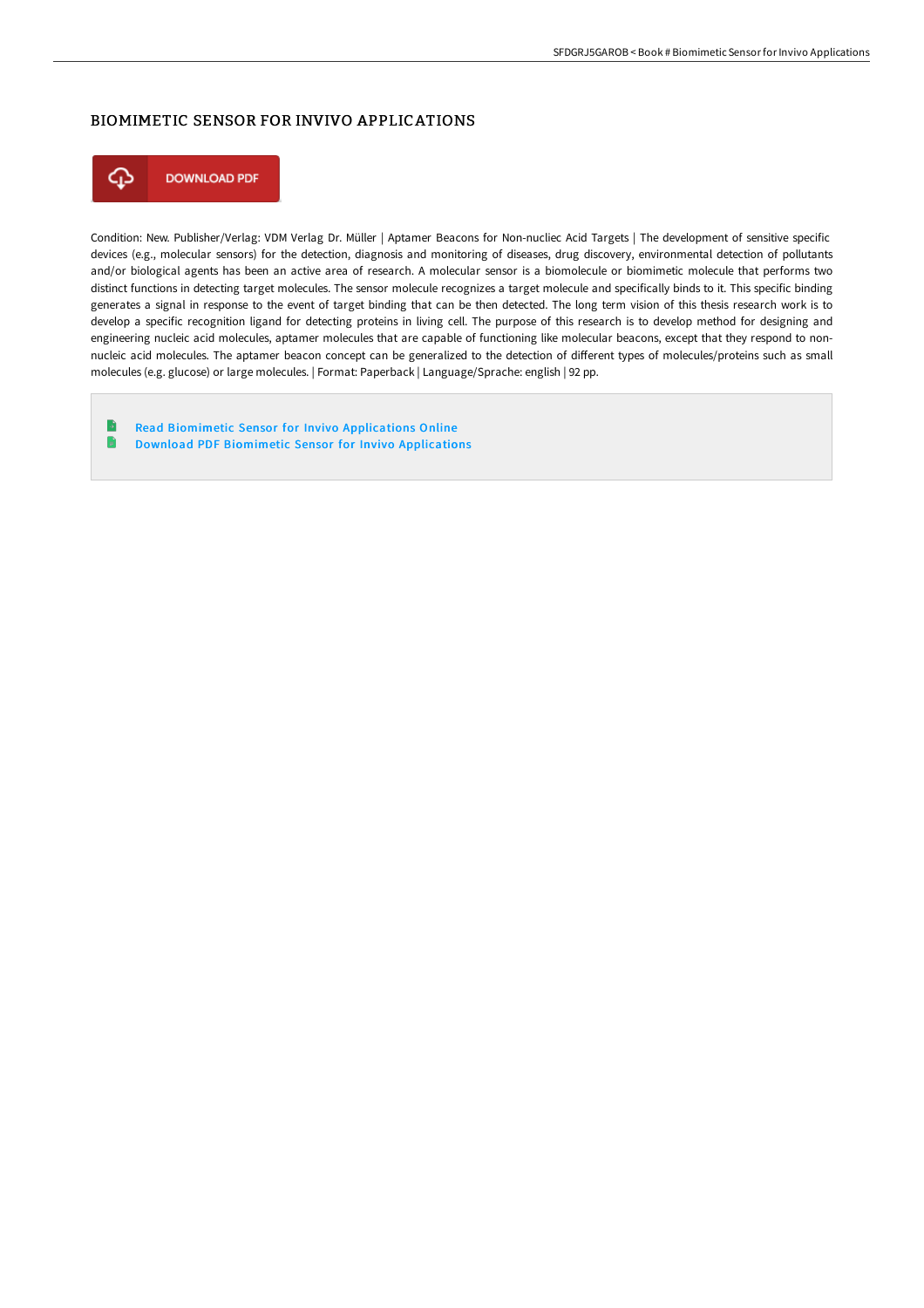# BIOMIMETIC SENSOR FOR INVIVO APPLICATIONS

DOWNLOAD PDF

Condition: New. Publisher/Verlag: VDM Verlag Dr. Müller | Aptamer Beacons for Non-nucliec Acid Targets | The development of sensitive specific devices (e.g., molecular sensors) for the detection, diagnosis and monitoring of diseases, drug discovery, environmental detection of pollutants and/or biological agents has been an active area of research. A molecular sensor is a biomolecule or biomimetic molecule that performs two distinct functions in detecting target molecules. The sensor molecule recognizes a target molecule and specifically binds to it. This specific binding generates a signal in response to the event of target binding that can be then detected. The long term vision of this thesis research work is to develop a specific recognition ligand for detecting proteins in living cell. The purpose of this research is to develop method for designing and engineering nucleic acid molecules, aptamer molecules that are capable of functioning like molecular beacons, except that they respond to non-nucleic acid molecules. The aptamer beacon concept can be generalized to the detection of different types of molecules/proteins such as small molecules (e.g. glucose) or large molecules. | Format: Paperback | Language/Sprache: english | 92 pp.

- Read Biomimetic Sensor for Invivo Applications Online
- Download PDF Biomimetic Sensor for Invivo Applications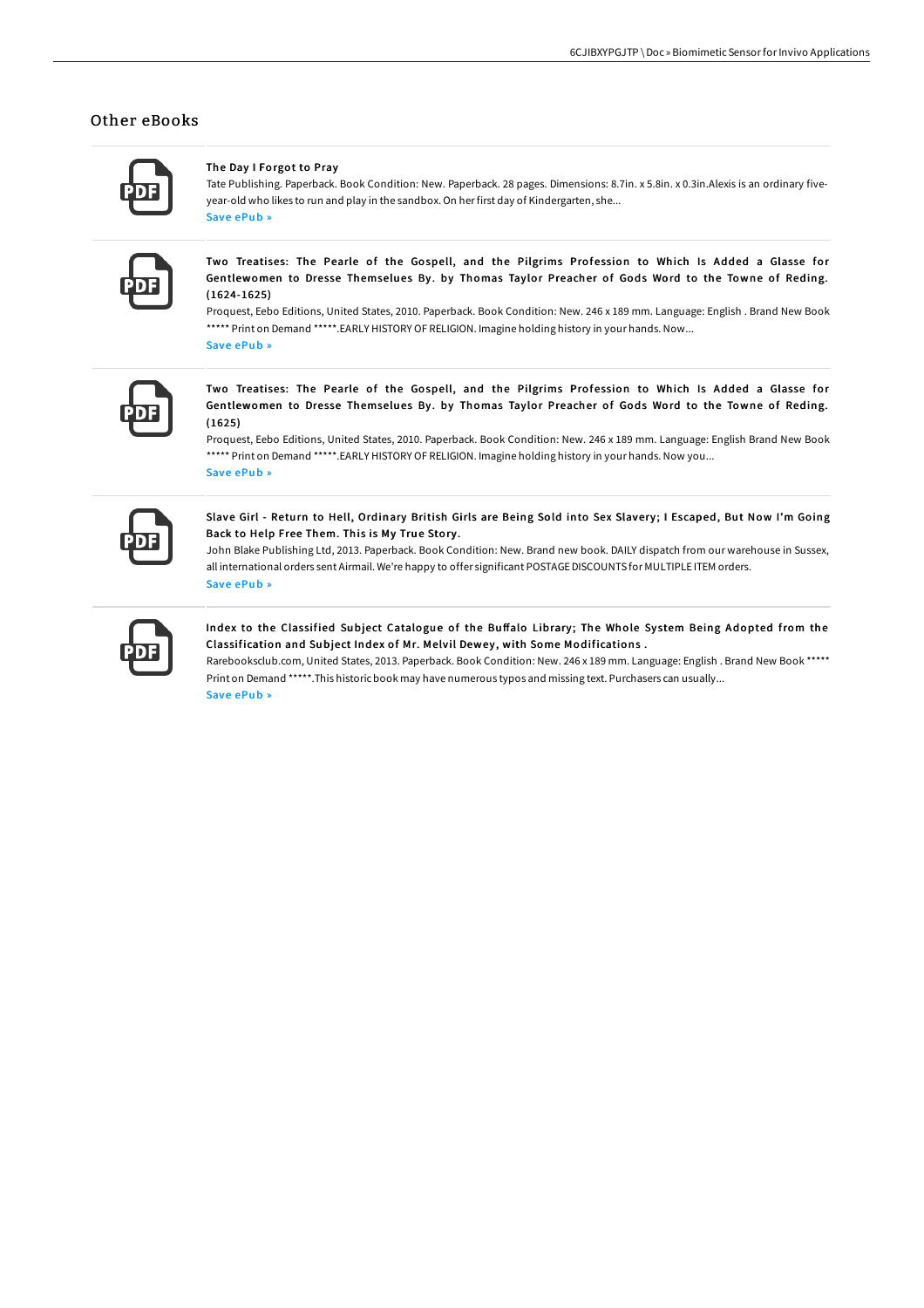## Other eBooks

### The Day I Forgot to Pray

Tate Publishing. Paperback. Book Condition: New. Paperback. 28 pages. Dimensions: 8.7in. x 5.8in. x 0.3in.Alexis is an ordinary five-year-old who likes to run and play in the sandbox. On her first day of Kindergarten, she...

Save ePub »

### Two Treatises: The Pearle of the Gospell, and the Pilgrims Profession to Which Is Added a Glasse for Gentlewomen to Dresse Themselues By. by Thomas Taylor Preacher of Gods Word to the Towne of Reding. (1624-1625)

Proquest, Eebo Editions, United States, 2010. Paperback. Book Condition: New. 246 x 189 mm. Language: English . Brand New Book ***** Print on Demand *****.EARLY HISTORY OF RELIGION. Imagine holding history in your hands. Now...

Save ePub »

### Two Treatises: The Pearle of the Gospell, and the Pilgrims Profession to Which Is Added a Glasse for Gentlewomen to Dresse Themselues By. by Thomas Taylor Preacher of Gods Word to the Towne of Reding. (1625)

Proquest, Eebo Editions, United States, 2010. Paperback. Book Condition: New. 246 x 189 mm. Language: English Brand New Book ***** Print on Demand *****.EARLY HISTORY OF RELIGION. Imagine holding history in your hands. Now you...

Save ePub »

### Slave Girl - Return to Hell, Ordinary British Girls are Being Sold into Sex Slavery; I Escaped, But Now I'm Going Back to Help Free Them. This is My True Story.

John Blake Publishing Ltd, 2013. Paperback. Book Condition: New. Brand new book. DAILY dispatch from our warehouse in Sussex, all international orders sent Airmail. We're happy to offer significant POSTAGE DISCOUNTS for MULTIPLE ITEM orders.

Save ePub »

### Index to the Classified Subject Catalogue of the Buffalo Library; The Whole System Being Adopted from the Classification and Subject Index of Mr. Melvil Dewey, with Some Modifications .

Rarebooksclub.com, United States, 2013. Paperback. Book Condition: New. 246 x 189 mm. Language: English . Brand New Book ***** Print on Demand *****.This historic book may have numerous typos and missing text. Purchasers can usually...

Save ePub »